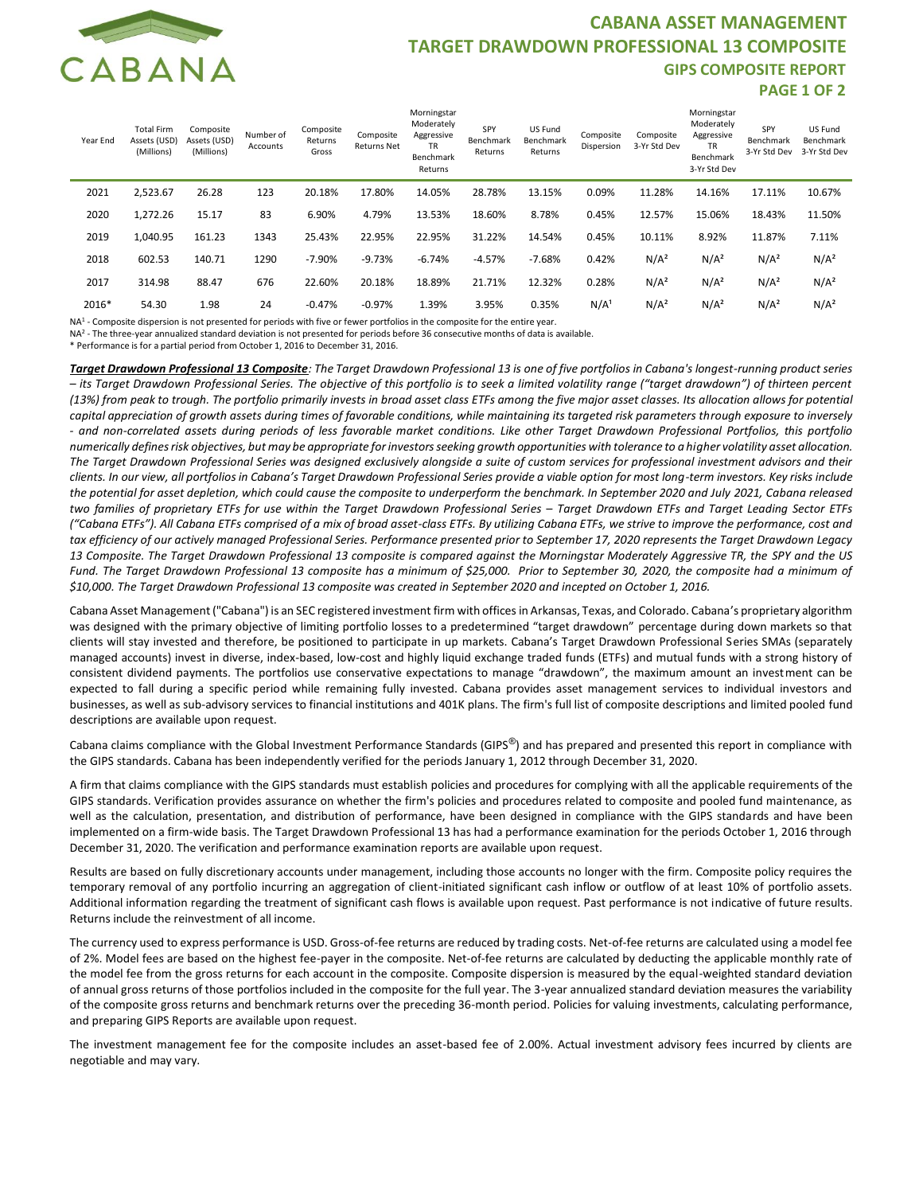# CABANA ASSET MANAGEMENT
## TARGET DRAWDOWN PROFESSIONAL 13 COMPOSITE
### GIPS COMPOSITE REPORT

| Year End | Total Firm Assets (USD) (Millions) | Composite Assets (USD) (Millions) | Number of Accounts | Composite Returns Gross | Composite Returns Net | Morningstar Moderately Aggressive TR Benchmark Returns | SPY Benchmark Returns | US Fund Benchmark Returns | Composite Dispersion | Composite 3-Yr Std Dev | Morningstar Moderately Aggressive TR Benchmark 3-Yr Std Dev | SPY Benchmark 3-Yr Std Dev | US Fund Benchmark 3-Yr Std Dev |
|---|---|---|---|---|---|---|---|---|---|---|---|---|---|
| 2021 | 2,523.67 | 26.28 | 123 | 20.18% | 17.80% | 14.05% | 28.78% | 13.15% | 0.09% | 11.28% | 14.16% | 17.11% | 10.67% |
| 2020 | 1,272.26 | 15.17 | 83 | 6.90% | 4.79% | 13.53% | 18.60% | 8.78% | 0.45% | 12.57% | 15.06% | 18.43% | 11.50% |
| 2019 | 1,040.95 | 161.23 | 1343 | 25.43% | 22.95% | 22.95% | 31.22% | 14.54% | 0.45% | 10.11% | 8.92% | 11.87% | 7.11% |
| 2018 | 602.53 | 140.71 | 1290 | -7.90% | -9.73% | -6.74% | -4.57% | -7.68% | 0.42% | N/A[2] | N/A[2] | N/A[2] | N/A[2] |
| 2017 | 314.98 | 88.47 | 676 | 22.60% | 20.18% | 18.89% | 21.71% | 12.32% | 0.28% | N/A[2] | N/A[2] | N/A[2] | N/A[2] |
| 2016* | 54.30 | 1.98 | 24 | -0.47% | -0.97% | 1.39% | 3.95% | 0.35% | N/A[1] | N/A[2] | N/A[2] | N/A[2] | N/A[2] |

NA[1] - Composite dispersion is not presented for periods with five or fewer portfolios in the composite for the entire year.

NA[2] - The three-year annualized standard deviation is not presented for periods before 36 consecutive months of data is available.

* Performance is for a partial period from October 1, 2016 to December 31, 2016.

***Target Drawdown Professional 13 Composite**: The Target Drawdown Professional 13 is one of five portfolios in Cabana's longest-running product series – its Target Drawdown Professional Series. The objective of this portfolio is to seek a limited volatility range ("target drawdown") of thirteen percent (13%) from peak to trough. The portfolio primarily invests in broad asset class ETFs among the five major asset classes. Its allocation allows for potential capital appreciation of growth assets during times of favorable conditions, while maintaining its targeted risk parameters through exposure to inversely - and non-correlated assets during periods of less favorable market conditions. Like other Target Drawdown Professional Portfolios, this portfolio numerically defines risk objectives, but may be appropriate for investors seeking growth opportunities with tolerance to a higher volatility asset allocation. The Target Drawdown Professional Series was designed exclusively alongside a suite of custom services for professional investment advisors and their clients. In our view, all portfolios in Cabana's Target Drawdown Professional Series provide a viable option for most long-term investors. Key risks include the potential for asset depletion, which could cause the composite to underperform the benchmark. In September 2020 and July 2021, Cabana released two families of proprietary ETFs for use within the Target Drawdown Professional Series – Target Drawdown ETFs and Target Leading Sector ETFs ("Cabana ETFs"). All Cabana ETFs comprised of a mix of broad asset-class ETFs. By utilizing Cabana ETFs, we strive to improve the performance, cost and tax efficiency of our actively managed Professional Series. Performance presented prior to September 17, 2020 represents the Target Drawdown Legacy 13 Composite. The Target Drawdown Professional 13 composite is compared against the Morningstar Moderately Aggressive TR, the SPY and the US Fund. The Target Drawdown Professional 13 composite has a minimum of $25,000. Prior to September 30, 2020, the composite had a minimum of $10,000. The Target Drawdown Professional 13 composite was created in September 2020 and incepted on October 1, 2016.*

Cabana Asset Management ("Cabana") is an SEC registered investment firm with offices in Arkansas, Texas, and Colorado. Cabana's proprietary algorithm was designed with the primary objective of limiting portfolio losses to a predetermined "target drawdown" percentage during down markets so that clients will stay invested and therefore, be positioned to participate in up markets. Cabana's Target Drawdown Professional Series SMAs (separately managed accounts) invest in diverse, index-based, low-cost and highly liquid exchange traded funds (ETFs) and mutual funds with a strong history of consistent dividend payments. The portfolios use conservative expectations to manage "drawdown", the maximum amount an investment can be expected to fall during a specific period while remaining fully invested. Cabana provides asset management services to individual investors and businesses, as well as sub-advisory services to financial institutions and 401K plans. The firm's full list of composite descriptions and limited pooled fund descriptions are available upon request.

Cabana claims compliance with the Global Investment Performance Standards (GIPS®) and has prepared and presented this report in compliance with the GIPS standards. Cabana has been independently verified for the periods January 1, 2012 through December 31, 2020.

A firm that claims compliance with the GIPS standards must establish policies and procedures for complying with all the applicable requirements of the GIPS standards. Verification provides assurance on whether the firm's policies and procedures related to composite and pooled fund maintenance, as well as the calculation, presentation, and distribution of performance, have been designed in compliance with the GIPS standards and have been implemented on a firm-wide basis. The Target Drawdown Professional 13 has had a performance examination for the periods October 1, 2016 through December 31, 2020. The verification and performance examination reports are available upon request.

Results are based on fully discretionary accounts under management, including those accounts no longer with the firm. Composite policy requires the temporary removal of any portfolio incurring an aggregation of client-initiated significant cash inflow or outflow of at least 10% of portfolio assets. Additional information regarding the treatment of significant cash flows is available upon request. Past performance is not indicative of future results. Returns include the reinvestment of all income.

The currency used to express performance is USD. Gross-of-fee returns are reduced by trading costs. Net-of-fee returns are calculated using a model fee of 2%. Model fees are based on the highest fee-payer in the composite. Net-of-fee returns are calculated by deducting the applicable monthly rate of the model fee from the gross returns for each account in the composite. Composite dispersion is measured by the equal-weighted standard deviation of annual gross returns of those portfolios included in the composite for the full year. The 3-year annualized standard deviation measures the variability of the composite gross returns and benchmark returns over the preceding 36-month period. Policies for valuing investments, calculating performance, and preparing GIPS Reports are available upon request.

The investment management fee for the composite includes an asset-based fee of 2.00%. Actual investment advisory fees incurred by clients are negotiable and may vary.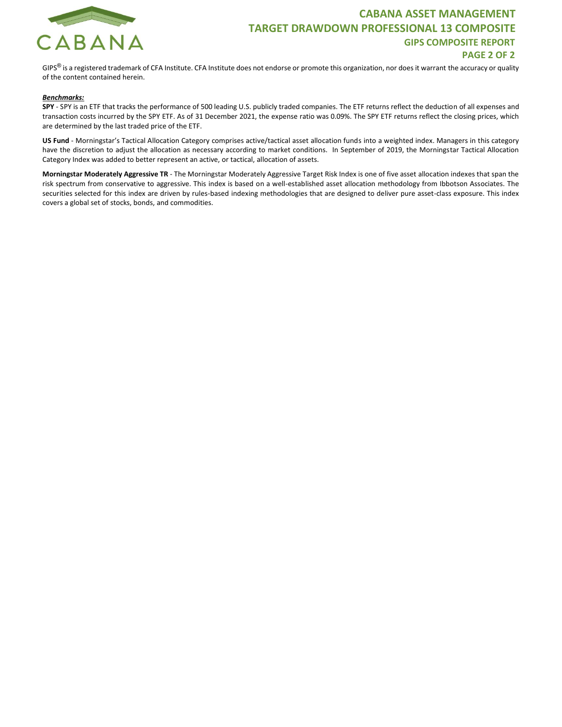GIPS® is a registered trademark of CFA Institute. CFA Institute does not endorse or promote this organization, nor does it warrant the accuracy or quality of the content contained herein.

***Benchmarks:***

**SPY** - SPY is an ETF that tracks the performance of 500 leading U.S. publicly traded companies. The ETF returns reflect the deduction of all expenses and transaction costs incurred by the SPY ETF. As of 31 December 2021, the expense ratio was 0.09%. The SPY ETF returns reflect the closing prices, which are determined by the last traded price of the ETF.

**US Fund** - Morningstar's Tactical Allocation Category comprises active/tactical asset allocation funds into a weighted index. Managers in this category have the discretion to adjust the allocation as necessary according to market conditions. In September of 2019, the Morningstar Tactical Allocation Category Index was added to better represent an active, or tactical, allocation of assets.

**Morningstar Moderately Aggressive TR** - The Morningstar Moderately Aggressive Target Risk Index is one of five asset allocation indexes that span the risk spectrum from conservative to aggressive. This index is based on a well-established asset allocation methodology from Ibbotson Associates. The securities selected for this index are driven by rules-based indexing methodologies that are designed to deliver pure asset-class exposure. This index covers a global set of stocks, bonds, and commodities.